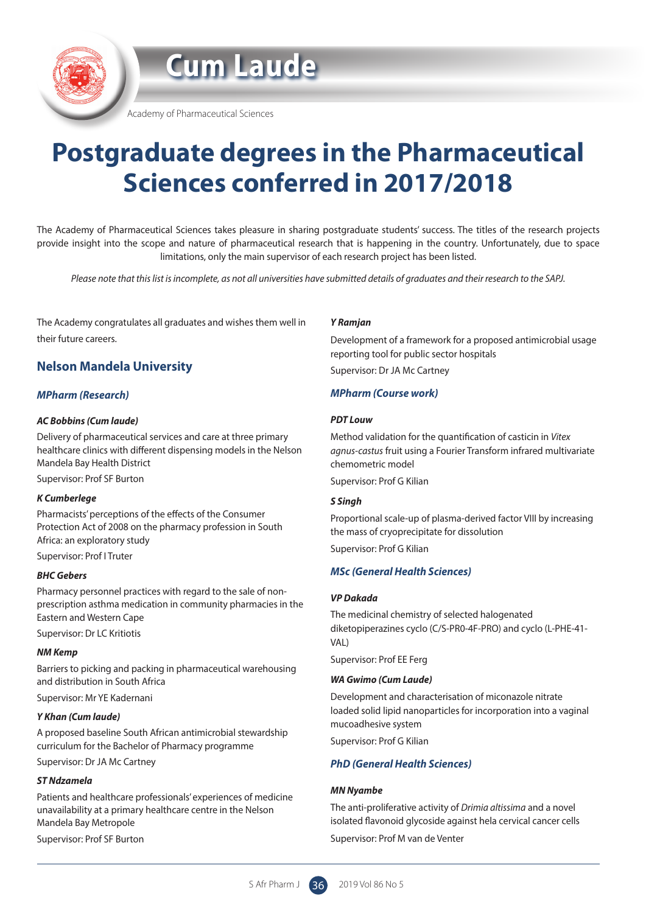# Cum Laude

Academy of Pharmaceutical Sciences

# Postgraduate degrees in the Pharmaceutical Sciences conferred in 2017/2018

The Academy of Pharmaceutical Sciences takes pleasure in sharing postgraduate students' success. The titles of the research projects provide insight into the scope and nature of pharmaceutical research that is happening in the country. Unfortunately, due to space limitations, only the main supervisor of each research project has been listed.

*Please note that this list is incomplete, as not all universities have submitted details of graduates and their research to the SAPJ.*

The Academy congratulates all graduates and wishes them well in their future careers.

## Nelson Mandela University

### *MPharm (Research)*

***AC Bobbins (Cum laude)***

Delivery of pharmaceutical services and care at three primary healthcare clinics with different dispensing models in the Nelson Mandela Bay Health District

Supervisor: Prof SF Burton

***K Cumberlege***

Pharmacists' perceptions of the effects of the Consumer Protection Act of 2008 on the pharmacy profession in South Africa: an exploratory study

Supervisor: Prof I Truter

***BHC Gebers***

Pharmacy personnel practices with regard to the sale of non-prescription asthma medication in community pharmacies in the Eastern and Western Cape

Supervisor: Dr LC Kritiotis

***NM Kemp***

Barriers to picking and packing in pharmaceutical warehousing and distribution in South Africa

Supervisor: Mr YE Kadernani

***Y Khan (Cum laude)***

A proposed baseline South African antimicrobial stewardship curriculum for the Bachelor of Pharmacy programme

Supervisor: Dr JA Mc Cartney

***ST Ndzamela***

Patients and healthcare professionals' experiences of medicine unavailability at a primary healthcare centre in the Nelson Mandela Bay Metropole

Supervisor: Prof SF Burton

***Y Ramjan***

Development of a framework for a proposed antimicrobial usage reporting tool for public sector hospitals

Supervisor: Dr JA Mc Cartney

### *MPharm (Course work)*

***PDT Louw***

Method validation for the quantification of casticin in *Vitex agnus-castus* fruit using a Fourier Transform infrared multivariate chemometric model

Supervisor: Prof G Kilian

***S Singh***

Proportional scale-up of plasma-derived factor VIII by increasing the mass of cryoprecipitate for dissolution

Supervisor: Prof G Kilian

### *MSc (General Health Sciences)*

***VP Dakada***

The medicinal chemistry of selected halogenated diketopiperazines cyclo (C/S-PR0-4F-PRO) and cyclo (L-PHE-41-VAL)

Supervisor: Prof EE Ferg

***WA Gwimo (Cum Laude)***

Development and characterisation of miconazole nitrate loaded solid lipid nanoparticles for incorporation into a vaginal mucoadhesive system

Supervisor: Prof G Kilian

### *PhD (General Health Sciences)*

***MN Nyambe***

The anti-proliferative activity of *Drimia altissima* and a novel isolated flavonoid glycoside against hela cervical cancer cells

Supervisor: Prof M van de Venter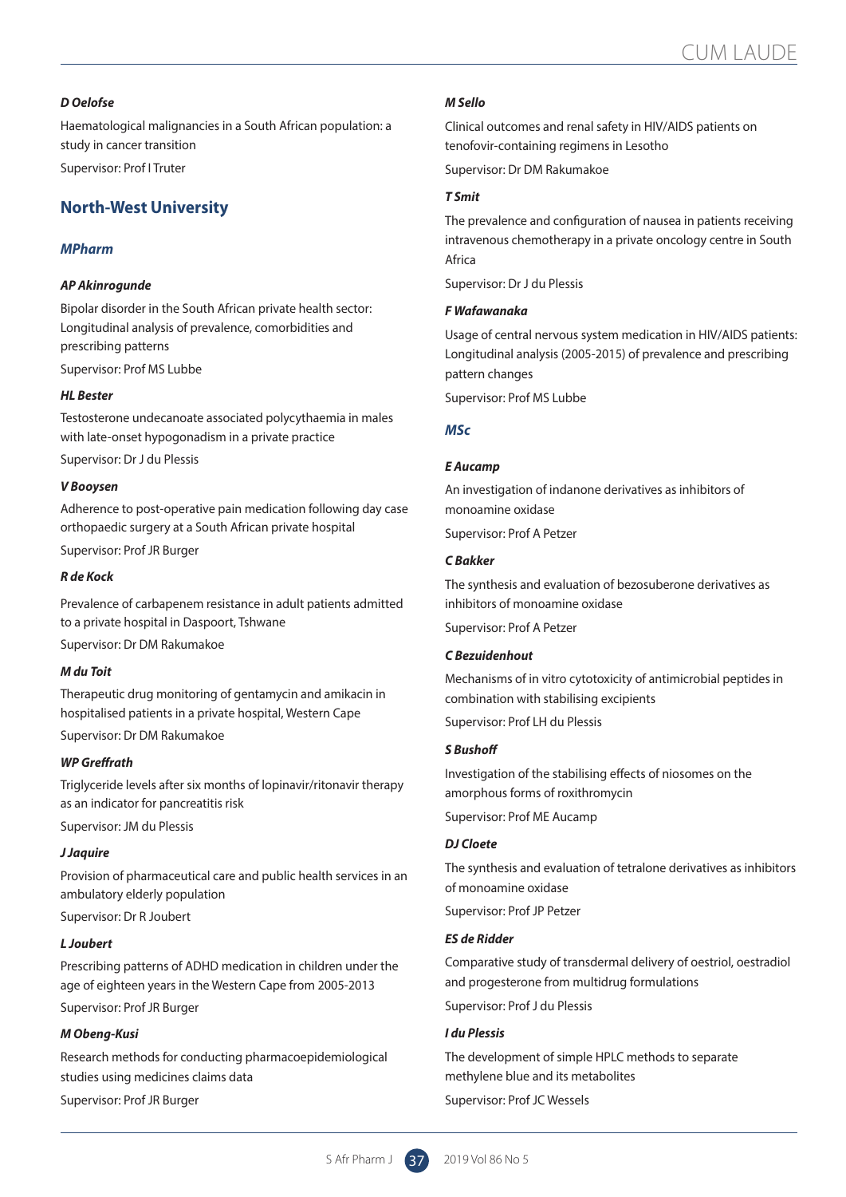***D Oelofse***

Haematological malignancies in a South African population: a study in cancer transition

Supervisor: Prof I Truter

## North-West University

### *MPharm*

***AP Akinrogunde***

Bipolar disorder in the South African private health sector: Longitudinal analysis of prevalence, comorbidities and prescribing patterns

Supervisor: Prof MS Lubbe

***HL Bester***

Testosterone undecanoate associated polycythaemia in males with late-onset hypogonadism in a private practice

Supervisor: Dr J du Plessis

***V Booysen***

Adherence to post-operative pain medication following day case orthopaedic surgery at a South African private hospital

Supervisor: Prof JR Burger

***R de Kock***

Prevalence of carbapenem resistance in adult patients admitted to a private hospital in Daspoort, Tshwane

Supervisor: Dr DM Rakumakoe

***M du Toit***

Therapeutic drug monitoring of gentamycin and amikacin in hospitalised patients in a private hospital, Western Cape

Supervisor: Dr DM Rakumakoe

***WP Greffrath***

Triglyceride levels after six months of lopinavir/ritonavir therapy as an indicator for pancreatitis risk

Supervisor: JM du Plessis

***J Jaquire***

Provision of pharmaceutical care and public health services in an ambulatory elderly population

Supervisor: Dr R Joubert

***L Joubert***

Prescribing patterns of ADHD medication in children under the age of eighteen years in the Western Cape from 2005-2013

Supervisor: Prof JR Burger

***M Obeng-Kusi***

Research methods for conducting pharmacoepidemiological studies using medicines claims data

Supervisor: Prof JR Burger

***M Sello***

Clinical outcomes and renal safety in HIV/AIDS patients on tenofovir-containing regimens in Lesotho

Supervisor: Dr DM Rakumakoe

***T Smit***

The prevalence and configuration of nausea in patients receiving intravenous chemotherapy in a private oncology centre in South Africa

Supervisor: Dr J du Plessis

***F Wafawanaka***

Usage of central nervous system medication in HIV/AIDS patients: Longitudinal analysis (2005-2015) of prevalence and prescribing pattern changes

Supervisor: Prof MS Lubbe

### *MSc*

***E Aucamp***

An investigation of indanone derivatives as inhibitors of monoamine oxidase

Supervisor: Prof A Petzer

***C Bakker***

The synthesis and evaluation of bezosuberone derivatives as inhibitors of monoamine oxidase

Supervisor: Prof A Petzer

***C Bezuidenhout***

Mechanisms of in vitro cytotoxicity of antimicrobial peptides in combination with stabilising excipients

Supervisor: Prof LH du Plessis

***S Bushoff***

Investigation of the stabilising effects of niosomes on the amorphous forms of roxithromycin

Supervisor: Prof ME Aucamp

***DJ Cloete***

The synthesis and evaluation of tetralone derivatives as inhibitors of monoamine oxidase

Supervisor: Prof JP Petzer

***ES de Ridder***

Comparative study of transdermal delivery of oestriol, oestradiol and progesterone from multidrug formulations

Supervisor: Prof J du Plessis

***I du Plessis***

The development of simple HPLC methods to separate methylene blue and its metabolites

Supervisor: Prof JC Wessels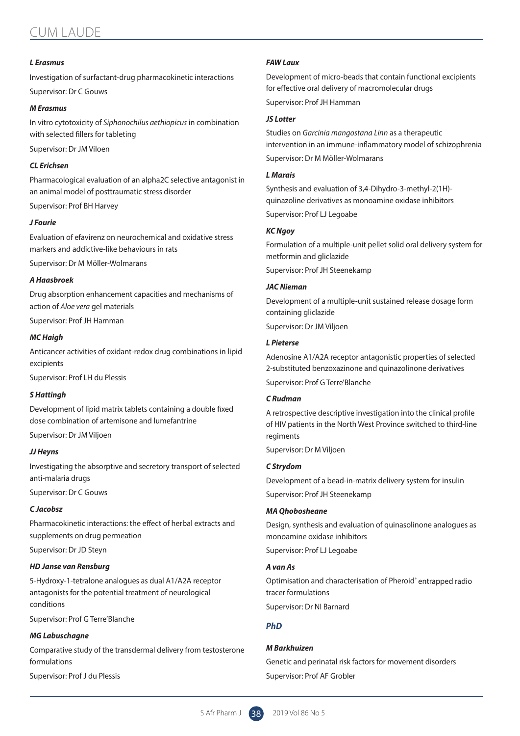# CUM LAUDE

***L Erasmus***

Investigation of surfactant-drug pharmacokinetic interactions

Supervisor: Dr C Gouws

***M Erasmus***

In vitro cytotoxicity of *Siphonochilus aethiopicus* in combination with selected fillers for tableting

Supervisor: Dr JM Viloen

***CL Erichsen***

Pharmacological evaluation of an alpha2C selective antagonist in an animal model of posttraumatic stress disorder

Supervisor: Prof BH Harvey

***J Fourie***

Evaluation of efavirenz on neurochemical and oxidative stress markers and addictive-like behaviours in rats

Supervisor: Dr M Möller-Wolmarans

***A Haasbroek***

Drug absorption enhancement capacities and mechanisms of action of *Aloe vera* gel materials

Supervisor: Prof JH Hamman

***MC Haigh***

Anticancer activities of oxidant-redox drug combinations in lipid excipients

Supervisor: Prof LH du Plessis

***S Hattingh***

Development of lipid matrix tablets containing a double fixed dose combination of artemisone and lumefantrine

Supervisor: Dr JM Viljoen

***JJ Heyns***

Investigating the absorptive and secretory transport of selected anti-malaria drugs

Supervisor: Dr C Gouws

***C Jacobsz***

Pharmacokinetic interactions: the effect of herbal extracts and supplements on drug permeation

Supervisor: Dr JD Steyn

***HD Janse van Rensburg***

5-Hydroxy-1-tetralone analogues as dual A1/A2A receptor antagonists for the potential treatment of neurological conditions

Supervisor: Prof G Terre'Blanche

***MG Labuschagne***

Comparative study of the transdermal delivery from testosterone formulations

Supervisor: Prof J du Plessis

***FAW Laux***

Development of micro-beads that contain functional excipients for effective oral delivery of macromolecular drugs

Supervisor: Prof JH Hamman

***JS Lotter***

Studies on *Garcinia mangostana Linn* as a therapeutic intervention in an immune-inflammatory model of schizophrenia

Supervisor: Dr M Möller-Wolmarans

***L Marais***

Synthesis and evaluation of 3,4-Dihydro-3-methyl-2(1H)-quinazoline derivatives as monoamine oxidase inhibitors

Supervisor: Prof LJ Legoabe

***KC Ngoy***

Formulation of a multiple-unit pellet solid oral delivery system for metformin and gliclazide

Supervisor: Prof JH Steenekamp

***JAC Nieman***

Development of a multiple-unit sustained release dosage form containing gliclazide

Supervisor: Dr JM Viljoen

***L Pieterse***

Adenosine A1/A2A receptor antagonistic properties of selected 2-substituted benzoxazinone and quinazolinone derivatives

Supervisor: Prof G Terre'Blanche

***C Rudman***

A retrospective descriptive investigation into the clinical profile of HIV patients in the North West Province switched to third-line regiments

Supervisor: Dr M Viljoen

***C Strydom***

Development of a bead-in-matrix delivery system for insulin

Supervisor: Prof JH Steenekamp

***MA Qhobosheane***

Design, synthesis and evaluation of quinasolinone analogues as monoamine oxidase inhibitors

Supervisor: Prof LJ Legoabe

***A van As***

Optimisation and characterisation of Pheroid® entrapped radio tracer formulations

Supervisor: Dr NI Barnard

## *PhD*

***M Barkhuizen***

Genetic and perinatal risk factors for movement disorders

Supervisor: Prof AF Grobler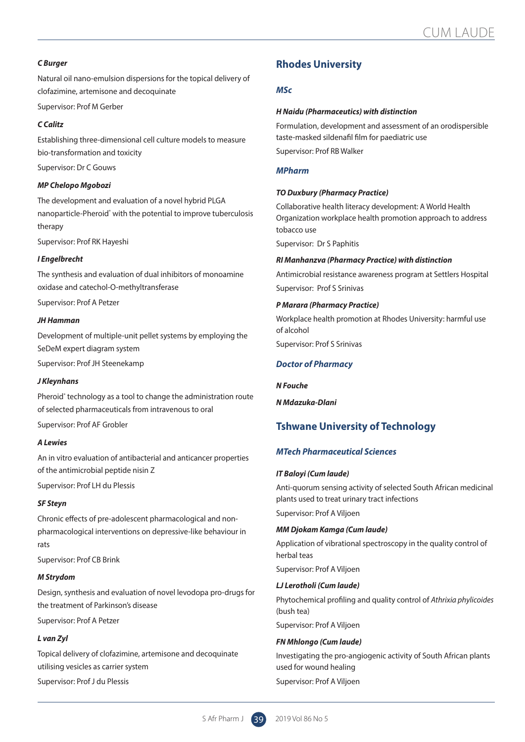***C Burger***

Natural oil nano-emulsion dispersions for the topical delivery of clofazimine, artemisone and decoquinate

Supervisor: Prof M Gerber

***C Calitz***

Establishing three-dimensional cell culture models to measure bio-transformation and toxicity

Supervisor: Dr C Gouws

***MP Chelopo Mgobozi***

The development and evaluation of a novel hybrid PLGA nanoparticle-Pheroid® with the potential to improve tuberculosis therapy

Supervisor: Prof RK Hayeshi

***I Engelbrecht***

The synthesis and evaluation of dual inhibitors of monoamine oxidase and catechol-O-methyltransferase

Supervisor: Prof A Petzer

***JH Hamman***

Development of multiple-unit pellet systems by employing the SeDeM expert diagram system

Supervisor: Prof JH Steenekamp

***J Kleynhans***

Pheroid® technology as a tool to change the administration route of selected pharmaceuticals from intravenous to oral

Supervisor: Prof AF Grobler

***A Lewies***

An in vitro evaluation of antibacterial and anticancer properties of the antimicrobial peptide nisin Z

Supervisor: Prof LH du Plessis

***SF Steyn***

Chronic effects of pre-adolescent pharmacological and non-pharmacological interventions on depressive-like behaviour in rats

Supervisor: Prof CB Brink

***M Strydom***

Design, synthesis and evaluation of novel levodopa pro-drugs for the treatment of Parkinson's disease

Supervisor: Prof A Petzer

***L van Zyl***

Topical delivery of clofazimine, artemisone and decoquinate utilising vesicles as carrier system

Supervisor: Prof J du Plessis

## Rhodes University

### *MSc*

***H Naidu (Pharmaceutics) with distinction***

Formulation, development and assessment of an orodispersible taste-masked sildenafil film for paediatric use

Supervisor: Prof RB Walker

### *MPharm*

***TO Duxbury (Pharmacy Practice)***

Collaborative health literacy development: A World Health Organization workplace health promotion approach to address tobacco use

Supervisor: Dr S Paphitis

***RI Manhanzva (Pharmacy Practice) with distinction***

Antimicrobial resistance awareness program at Settlers Hospital

Supervisor: Prof S Srinivas

***P Marara (Pharmacy Practice)***

Workplace health promotion at Rhodes University: harmful use of alcohol

Supervisor: Prof S Srinivas

### *Doctor of Pharmacy*

***N Fouche***

***N Mdazuka-Dlani***

## Tshwane University of Technology

### *MTech Pharmaceutical Sciences*

***IT Baloyi (Cum laude)***

Anti-quorum sensing activity of selected South African medicinal plants used to treat urinary tract infections

Supervisor: Prof A Viljoen

***MM Djokam Kamga (Cum laude)***

Application of vibrational spectroscopy in the quality control of herbal teas

Supervisor: Prof A Viljoen

***LJ Lerotholi (Cum laude)***

Phytochemical profiling and quality control of *Athrixia phylicoides* (bush tea)

Supervisor: Prof A Viljoen

***FN Mhlongo (Cum laude)***

Investigating the pro-angiogenic activity of South African plants used for wound healing

Supervisor: Prof A Viljoen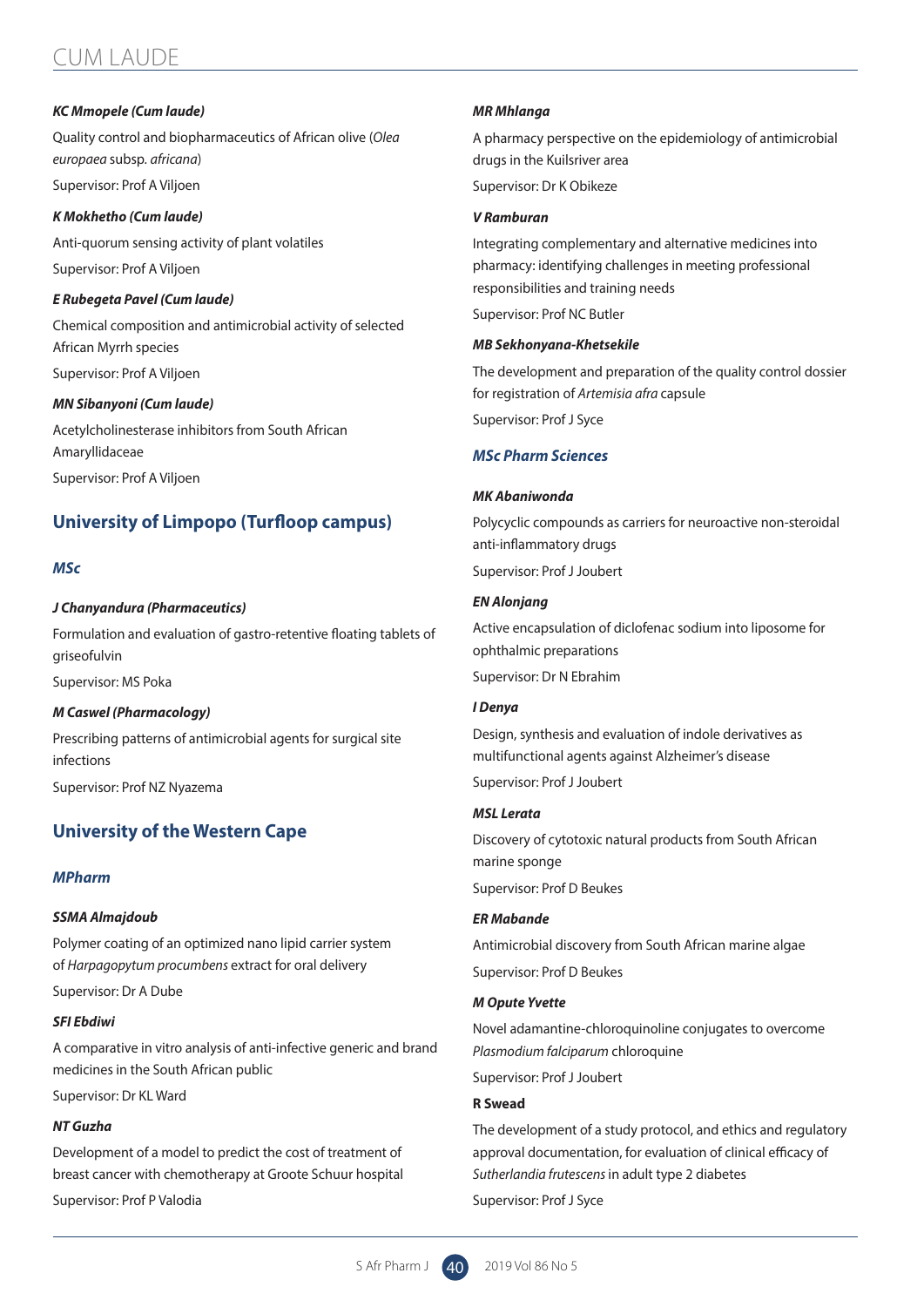***KC Mmopele (Cum laude)***

Quality control and biopharmaceutics of African olive (*Olea europaea* subsp. *africana*)

Supervisor: Prof A Viljoen

***K Mokhetho (Cum laude)***

Anti-quorum sensing activity of plant volatiles

Supervisor: Prof A Viljoen

***E Rubegeta Pavel (Cum laude)***

Chemical composition and antimicrobial activity of selected African Myrrh species

Supervisor: Prof A Viljoen

***MN Sibanyoni (Cum laude)***

Acetylcholinesterase inhibitors from South African Amaryllidaceae

Supervisor: Prof A Viljoen

## University of Limpopo (Turfloop campus)

### *MSc*

***J Chanyandura (Pharmaceutics)***

Formulation and evaluation of gastro-retentive floating tablets of griseofulvin

Supervisor: MS Poka

***M Caswel (Pharmacology)***

Prescribing patterns of antimicrobial agents for surgical site infections

Supervisor: Prof NZ Nyazema

## University of the Western Cape

### *MPharm*

***SSMA Almajdoub***

Polymer coating of an optimized nano lipid carrier system of *Harpagopytum procumbens* extract for oral delivery

Supervisor: Dr A Dube

***SFI Ebdiwi***

A comparative in vitro analysis of anti-infective generic and brand medicines in the South African public

Supervisor: Dr KL Ward

***NT Guzha***

Development of a model to predict the cost of treatment of breast cancer with chemotherapy at Groote Schuur hospital

Supervisor: Prof P Valodia

***MR Mhlanga***

A pharmacy perspective on the epidemiology of antimicrobial drugs in the Kuilsriver area

Supervisor: Dr K Obikeze

***V Ramburan***

Integrating complementary and alternative medicines into pharmacy: identifying challenges in meeting professional responsibilities and training needs

Supervisor: Prof NC Butler

***MB Sekhonyana-Khetsekile***

The development and preparation of the quality control dossier for registration of *Artemisia afra* capsule

Supervisor: Prof J Syce

### *MSc Pharm Sciences*

***MK Abaniwonda***

Polycyclic compounds as carriers for neuroactive non-steroidal anti-inflammatory drugs

Supervisor: Prof J Joubert

***EN Alonjang***

Active encapsulation of diclofenac sodium into liposome for ophthalmic preparations

Supervisor: Dr N Ebrahim

***I Denya***

Design, synthesis and evaluation of indole derivatives as multifunctional agents against Alzheimer's disease

Supervisor: Prof J Joubert

***MSL Lerata***

Discovery of cytotoxic natural products from South African marine sponge

Supervisor: Prof D Beukes

***ER Mabande***

Antimicrobial discovery from South African marine algae

Supervisor: Prof D Beukes

***M Opute Yvette***

Novel adamantine-chloroquinoline conjugates to overcome *Plasmodium falciparum* chloroquine

Supervisor: Prof J Joubert

**R Swead**

The development of a study protocol, and ethics and regulatory approval documentation, for evaluation of clinical efficacy of *Sutherlandia frutescens* in adult type 2 diabetes

Supervisor: Prof J Syce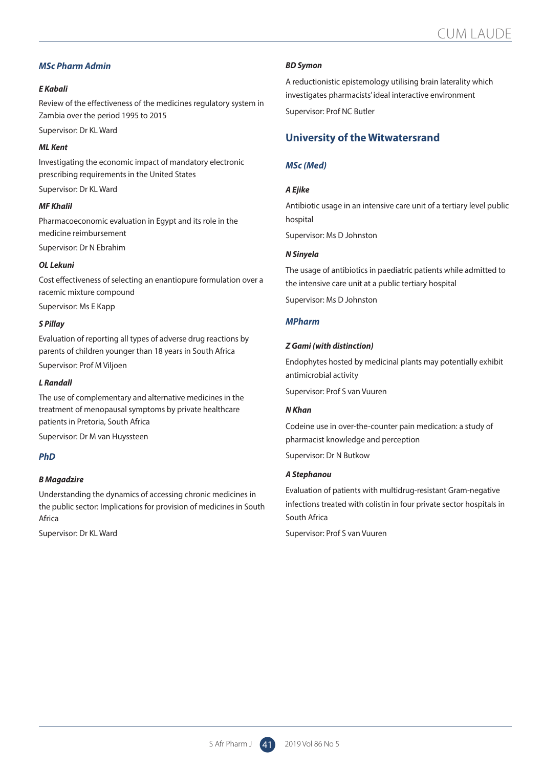### *MSc Pharm Admin*

***E Kabali***

Review of the effectiveness of the medicines regulatory system in Zambia over the period 1995 to 2015

Supervisor: Dr KL Ward

***ML Kent***

Investigating the economic impact of mandatory electronic prescribing requirements in the United States

Supervisor: Dr KL Ward

***MF Khalil***

Pharmacoeconomic evaluation in Egypt and its role in the medicine reimbursement

Supervisor: Dr N Ebrahim

***OL Lekuni***

Cost effectiveness of selecting an enantiopure formulation over a racemic mixture compound

Supervisor: Ms E Kapp

***S Pillay***

Evaluation of reporting all types of adverse drug reactions by parents of children younger than 18 years in South Africa

Supervisor: Prof M Viljoen

***L Randall***

The use of complementary and alternative medicines in the treatment of menopausal symptoms by private healthcare patients in Pretoria, South Africa

Supervisor: Dr M van Huyssteen

### *PhD*

***B Magadzire***

Understanding the dynamics of accessing chronic medicines in the public sector: Implications for provision of medicines in South Africa

Supervisor: Dr KL Ward

***BD Symon***

A reductionistic epistemology utilising brain laterality which investigates pharmacists' ideal interactive environment

Supervisor: Prof NC Butler

## University of the Witwatersrand

### *MSc (Med)*

***A Ejike***

Antibiotic usage in an intensive care unit of a tertiary level public hospital

Supervisor: Ms D Johnston

***N Sinyela***

The usage of antibiotics in paediatric patients while admitted to the intensive care unit at a public tertiary hospital

Supervisor: Ms D Johnston

### *MPharm*

***Z Gami (with distinction)***

Endophytes hosted by medicinal plants may potentially exhibit antimicrobial activity

Supervisor: Prof S van Vuuren

***N Khan***

Codeine use in over-the-counter pain medication: a study of pharmacist knowledge and perception

Supervisor: Dr N Butkow

***A Stephanou***

Evaluation of patients with multidrug-resistant Gram-negative infections treated with colistin in four private sector hospitals in South Africa

Supervisor: Prof S van Vuuren